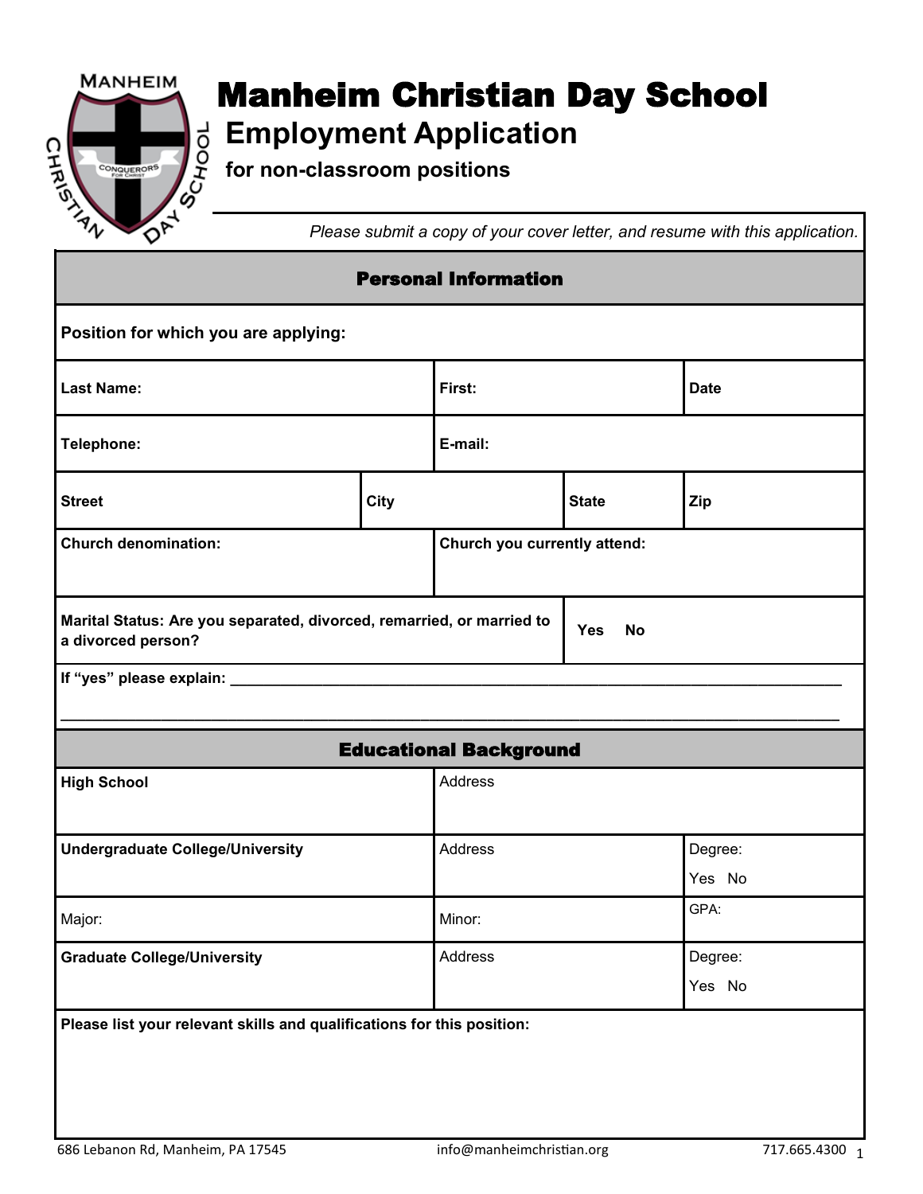# Manheim Christian Day School

## Employment Application

### for non-classroom positions

*Please submit a copy of your cover letter, and resume with this application.*

| **Personal Information** | | | | |
|---|---|---|---|---|
| **Position for which you are applying:** | | | | |
| **Last Name:** | | **First:** | | **Date** |
| **Telephone:** | | **E-mail:** | | |
| **Street** | **City** | | **State** | **Zip** |
| **Church denomination:** | | **Church you currently attend:** | | |
| **Marital Status: Are you separated, divorced, remarried, or married to a divorced person?** | | | **Yes No** | |

**If "yes" please explain:** ___________________________________________________________________________

_______________________________________________________________________________________________

| **Educational Background** | | |
|---|---|---|
| **High School** | Address | |
| **Undergraduate College/University** | Address | Degree: Yes No |
| Major: | Minor: | GPA: |
| **Graduate College/University** | Address | Degree: Yes No |

**Please list your relevant skills and qualifications for this position:**

686 Lebanon Rd, Manheim, PA 17545 info@manheimchristian.org 717.665.4300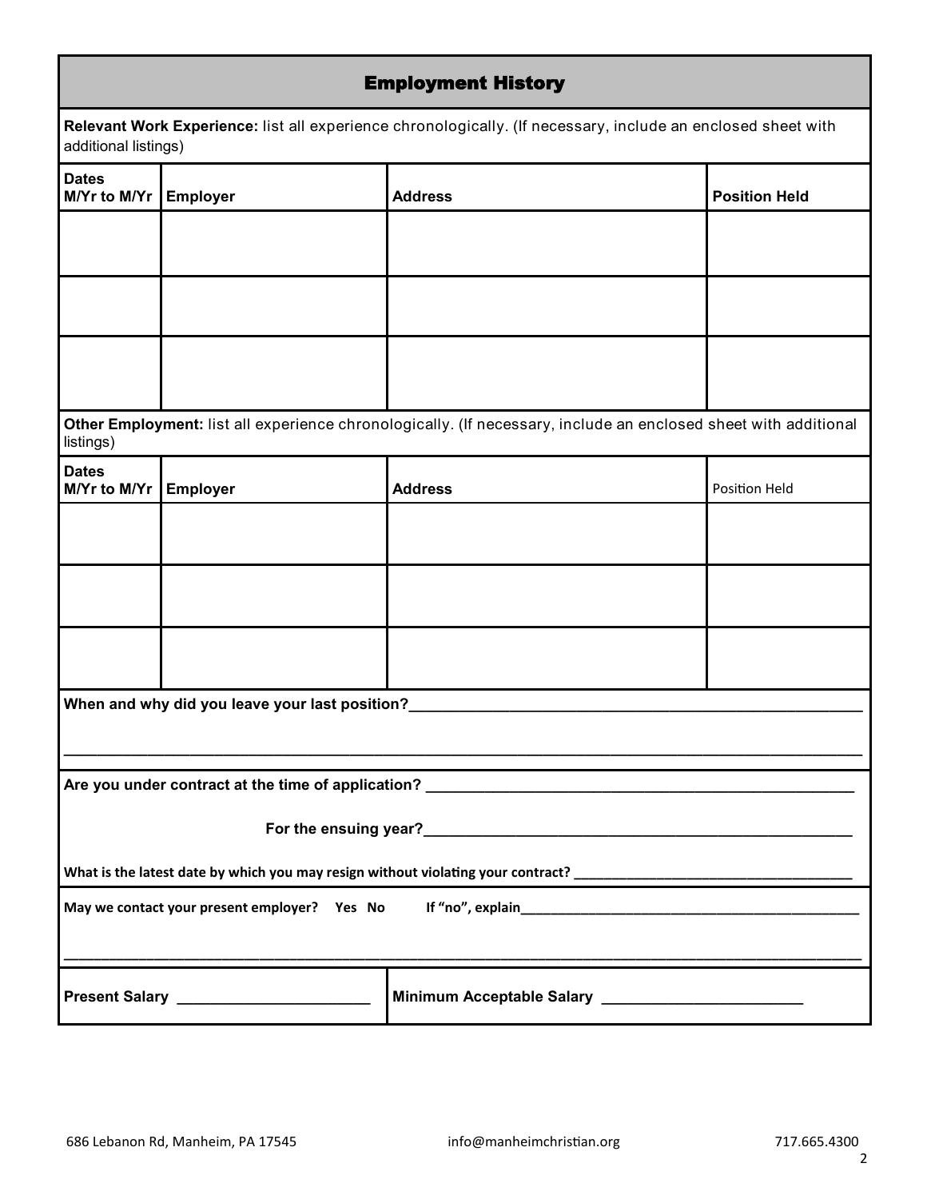## Employment History

**Relevant Work Experience:** list all experience chronologically. (If necessary, include an enclosed sheet with additional listings)

| Dates M/Yr to M/Yr | Employer | Address | Position Held |
|---|---|---|---|
| | | | |
| | | | |
| | | | |

**Other Employment:** list all experience chronologically. (If necessary, include an enclosed sheet with additional listings)

| Dates M/Yr to M/Yr | Employer | Address | Position Held |
|---|---|---|---|
| | | | |
| | | | |
| | | | |

**When and why did you leave your last position?**_______________________________________________

_______________________________________________________________________________

**Are you under contract at the time of application?** _______________________________________________

**For the ensuing year?**_______________________________________________

**What is the latest date by which you may resign without violating your contract?** ___________________________

**May we contact your present employer? Yes No If "no", explain**_______________________________________________

_______________________________________________________________________________

**Present Salary** ______________________ **Minimum Acceptable Salary** ______________________

686 Lebanon Rd, Manheim, PA 17545 info@manheimchristian.org 717.665.4300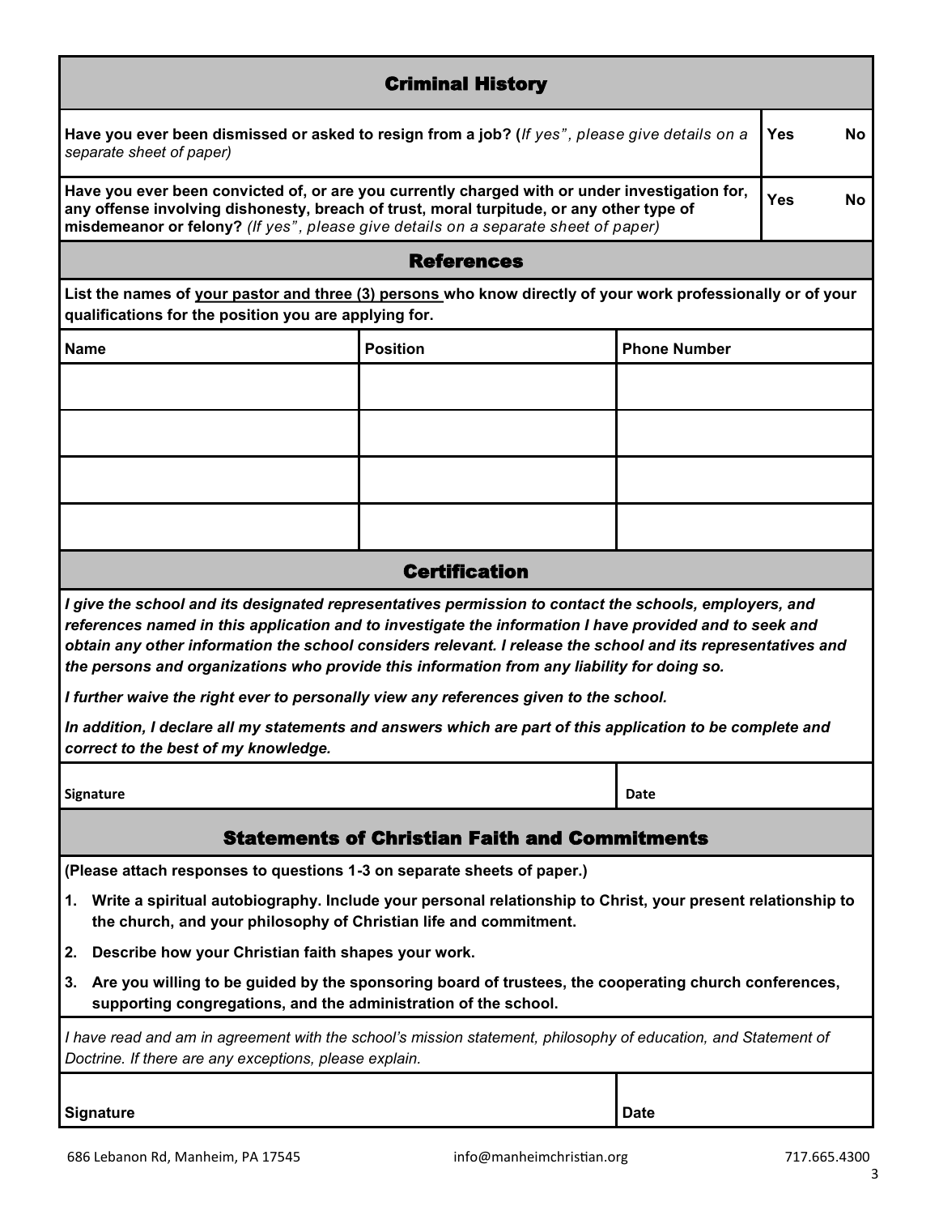## Criminal History

| | |
|---|---|
| **Have you ever been dismissed or asked to resign from a job? (***If yes", please give details on a separate sheet of paper)* | **Yes** **No** |
| **Have you ever been convicted of, or are you currently charged with or under investigation for, any offense involving dishonesty, breach of trust, moral turpitude, or any other type of misdemeanor or felony?** *(If yes", please give details on a separate sheet of paper)* | **Yes** **No** |

## References

**List the names of <u>your pastor and three (3) persons</u> who know directly of your work professionally or of your qualifications for the position you are applying for.**

| Name | Position | Phone Number |
|---|---|---|
| | | |
| | | |
| | | |
| | | |

## Certification

***I give the school and its designated representatives permission to contact the schools, employers, and references named in this application and to investigate the information I have provided and to seek and obtain any other information the school considers relevant. I release the school and its representatives and the persons and organizations who provide this information from any liability for doing so.***

***I further waive the right ever to personally view any references given to the school.***

***In addition, I declare all my statements and answers which are part of this application to be complete and correct to the best of my knowledge.***

| | |
|---|---|
| **Signature** | **Date** |

## Statements of Christian Faith and Commitments

**(Please attach responses to questions 1-3 on separate sheets of paper.)**

1. **Write a spiritual autobiography. Include your personal relationship to Christ, your present relationship to the church, and your philosophy of Christian life and commitment.**
2. **Describe how your Christian faith shapes your work.**
3. **Are you willing to be guided by the sponsoring board of trustees, the cooperating church conferences, supporting congregations, and the administration of the school.**

*I have read and am in agreement with the school's mission statement, philosophy of education, and Statement of Doctrine. If there are any exceptions, please explain.*

| | |
|---|---|
| **Signature** | **Date** |

686 Lebanon Rd, Manheim, PA 17545 info@manheimchristian.org 717.665.4300